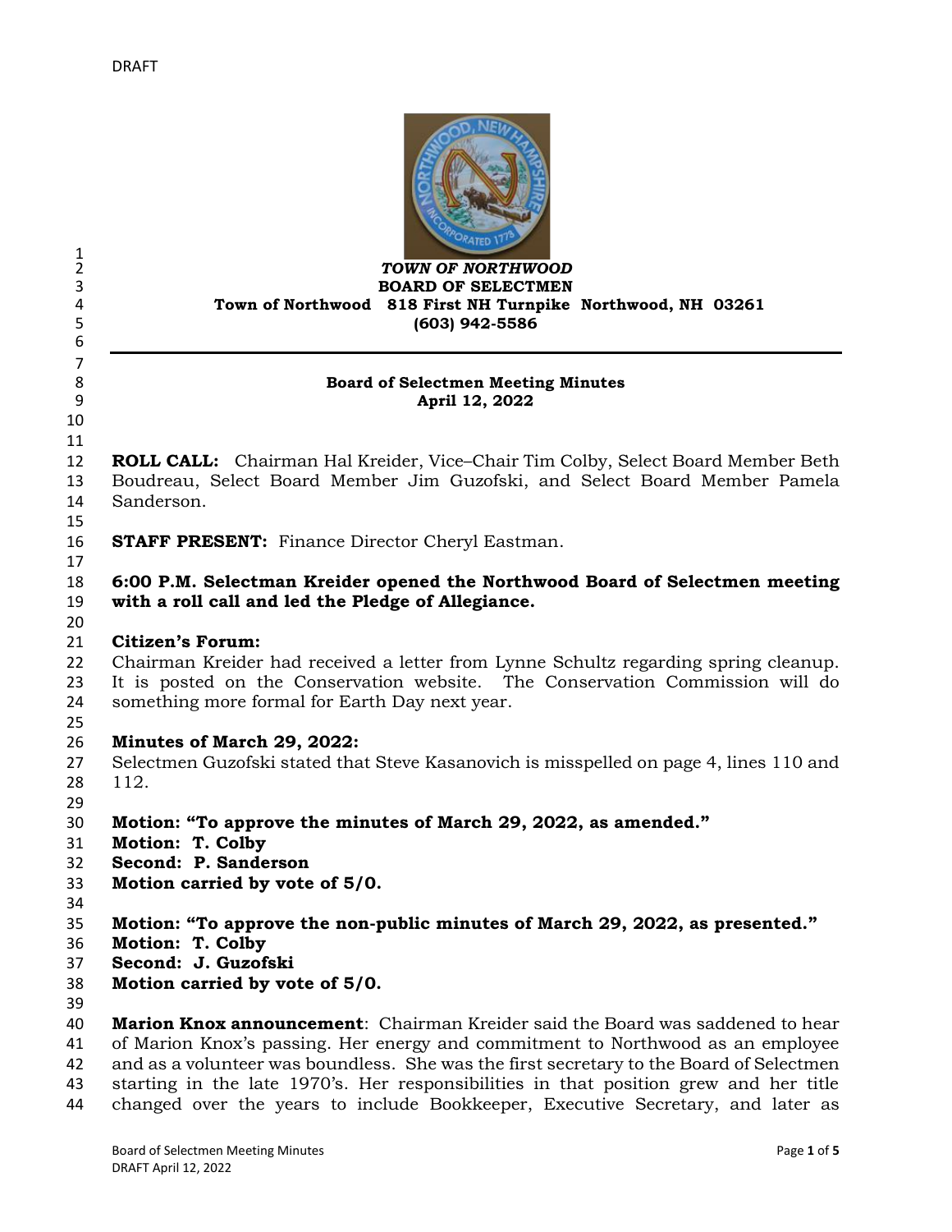DRAFT

*TOWN OF NORTHWOOD*
**BOARD OF SELECTMEN**
**Town of Northwood 818 First NH Turnpike Northwood, NH 03261**
**(603) 942-5586**

---

**Board of Selectmen Meeting Minutes**
**April 12, 2022**

**ROLL CALL:** Chairman Hal Kreider, Vice–Chair Tim Colby, Select Board Member Beth Boudreau, Select Board Member Jim Guzofski, and Select Board Member Pamela Sanderson.

**STAFF PRESENT:** Finance Director Cheryl Eastman.

**6:00 P.M. Selectman Kreider opened the Northwood Board of Selectmen meeting with a roll call and led the Pledge of Allegiance.**

**Citizen's Forum:**
Chairman Kreider had received a letter from Lynne Schultz regarding spring cleanup. It is posted on the Conservation website. The Conservation Commission will do something more formal for Earth Day next year.

**Minutes of March 29, 2022:**
Selectmen Guzofski stated that Steve Kasanovich is misspelled on page 4, lines 110 and 112.

**Motion: "To approve the minutes of March 29, 2022, as amended."**
**Motion: T. Colby**
**Second: P. Sanderson**
**Motion carried by vote of 5/0.**

**Motion: "To approve the non-public minutes of March 29, 2022, as presented."**
**Motion: T. Colby**
**Second: J. Guzofski**
**Motion carried by vote of 5/0.**

**Marion Knox announcement**: Chairman Kreider said the Board was saddened to hear of Marion Knox's passing. Her energy and commitment to Northwood as an employee and as a volunteer was boundless. She was the first secretary to the Board of Selectmen starting in the late 1970's. Her responsibilities in that position grew and her title changed over the years to include Bookkeeper, Executive Secretary, and later as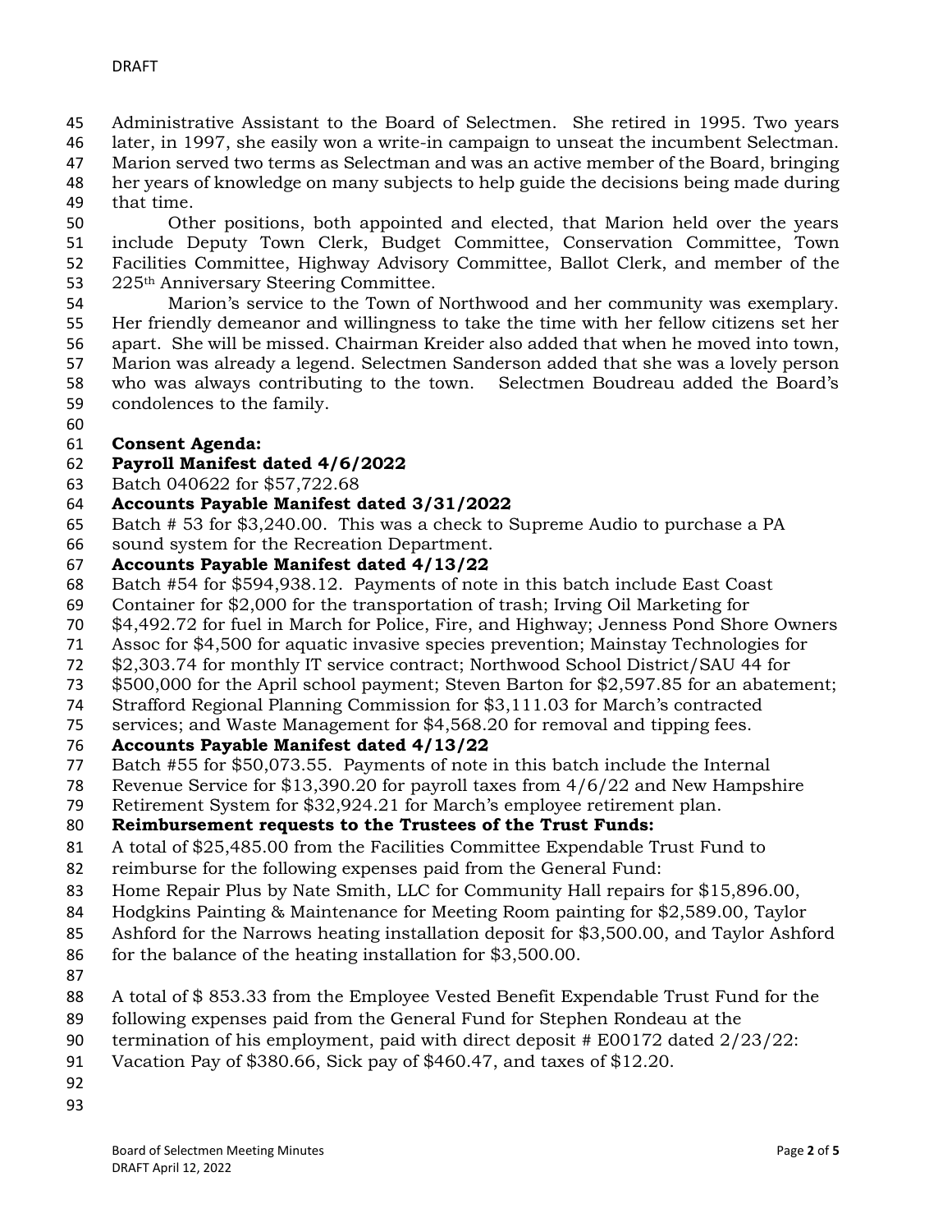Administrative Assistant to the Board of Selectmen. She retired in 1995. Two years later, in 1997, she easily won a write-in campaign to unseat the incumbent Selectman. Marion served two terms as Selectman and was an active member of the Board, bringing her years of knowledge on many subjects to help guide the decisions being made during that time.

Other positions, both appointed and elected, that Marion held over the years include Deputy Town Clerk, Budget Committee, Conservation Committee, Town Facilities Committee, Highway Advisory Committee, Ballot Clerk, and member of the 225th Anniversary Steering Committee.

Marion's service to the Town of Northwood and her community was exemplary. Her friendly demeanor and willingness to take the time with her fellow citizens set her apart. She will be missed. Chairman Kreider also added that when he moved into town, Marion was already a legend. Selectmen Sanderson added that she was a lovely person who was always contributing to the town. Selectmen Boudreau added the Board's condolences to the family.

**Consent Agenda:**

**Payroll Manifest dated 4/6/2022**

Batch 040622 for $57,722.68

**Accounts Payable Manifest dated 3/31/2022**

Batch # 53 for $3,240.00. This was a check to Supreme Audio to purchase a PA sound system for the Recreation Department.

**Accounts Payable Manifest dated 4/13/22**

Batch #54 for $594,938.12. Payments of note in this batch include East Coast Container for $2,000 for the transportation of trash; Irving Oil Marketing for $4,492.72 for fuel in March for Police, Fire, and Highway; Jenness Pond Shore Owners Assoc for $4,500 for aquatic invasive species prevention; Mainstay Technologies for $2,303.74 for monthly IT service contract; Northwood School District/SAU 44 for $500,000 for the April school payment; Steven Barton for $2,597.85 for an abatement; Strafford Regional Planning Commission for $3,111.03 for March's contracted services; and Waste Management for $4,568.20 for removal and tipping fees.

**Accounts Payable Manifest dated 4/13/22**

Batch #55 for $50,073.55. Payments of note in this batch include the Internal Revenue Service for $13,390.20 for payroll taxes from 4/6/22 and New Hampshire Retirement System for $32,924.21 for March's employee retirement plan.

**Reimbursement requests to the Trustees of the Trust Funds:**

A total of $25,485.00 from the Facilities Committee Expendable Trust Fund to reimburse for the following expenses paid from the General Fund:
Home Repair Plus by Nate Smith, LLC for Community Hall repairs for $15,896.00, Hodgkins Painting & Maintenance for Meeting Room painting for $2,589.00, Taylor Ashford for the Narrows heating installation deposit for $3,500.00, and Taylor Ashford for the balance of the heating installation for $3,500.00.

A total of $ 853.33 from the Employee Vested Benefit Expendable Trust Fund for the following expenses paid from the General Fund for Stephen Rondeau at the termination of his employment, paid with direct deposit # E00172 dated 2/23/22:
Vacation Pay of $380.66, Sick pay of $460.47, and taxes of $12.20.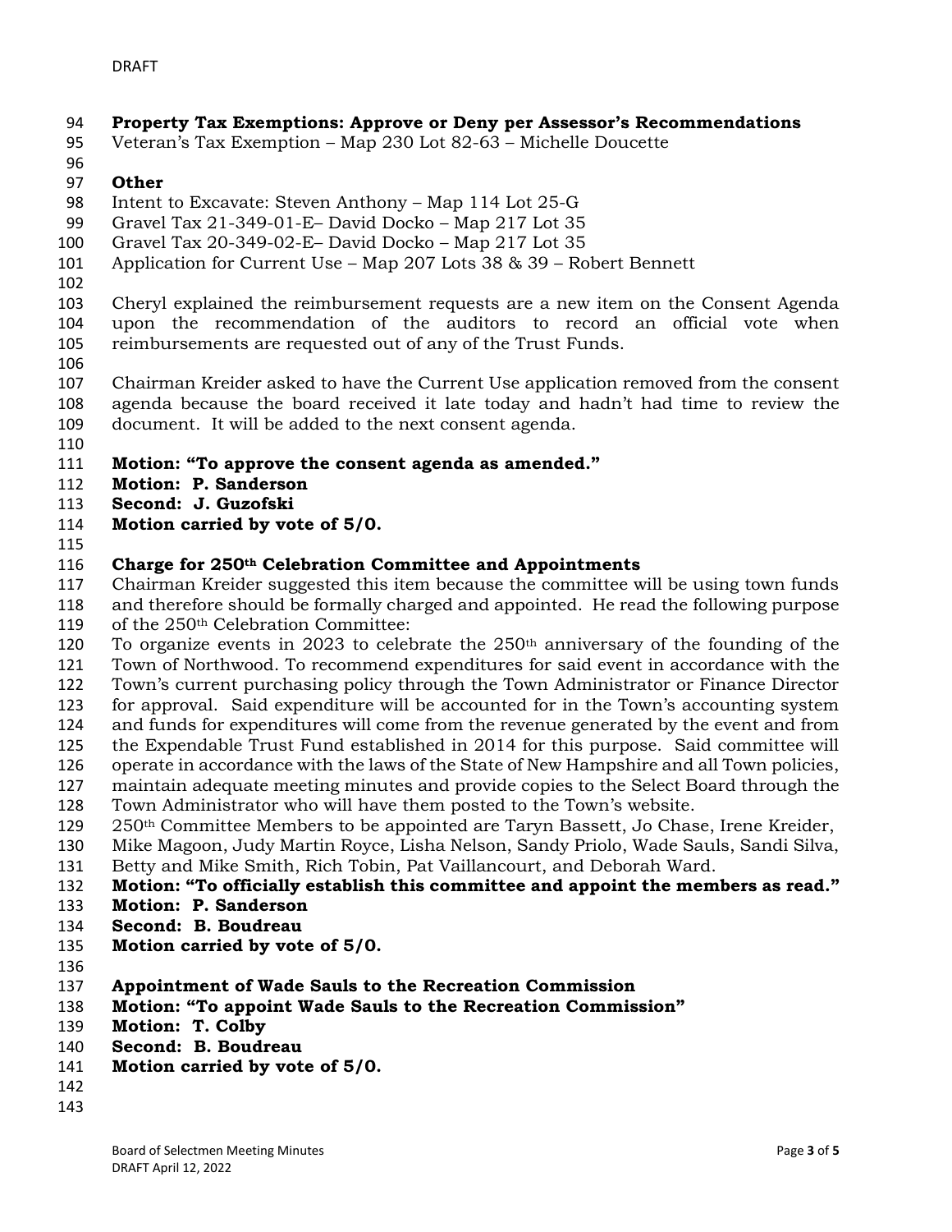**Property Tax Exemptions: Approve or Deny per Assessor's Recommendations**
Veteran's Tax Exemption – Map 230 Lot 82-63 – Michelle Doucette

**Other**
Intent to Excavate: Steven Anthony – Map 114 Lot 25-G
Gravel Tax 21-349-01-E– David Docko – Map 217 Lot 35
Gravel Tax 20-349-02-E– David Docko – Map 217 Lot 35
Application for Current Use – Map 207 Lots 38 & 39 – Robert Bennett

Cheryl explained the reimbursement requests are a new item on the Consent Agenda upon the recommendation of the auditors to record an official vote when reimbursements are requested out of any of the Trust Funds.

Chairman Kreider asked to have the Current Use application removed from the consent agenda because the board received it late today and hadn't had time to review the document. It will be added to the next consent agenda.

**Motion: "To approve the consent agenda as amended."**
**Motion: P. Sanderson**
**Second: J. Guzofski**
**Motion carried by vote of 5/0.**

**Charge for 250th Celebration Committee and Appointments**
Chairman Kreider suggested this item because the committee will be using town funds and therefore should be formally charged and appointed. He read the following purpose of the 250th Celebration Committee:
To organize events in 2023 to celebrate the 250th anniversary of the founding of the Town of Northwood. To recommend expenditures for said event in accordance with the Town's current purchasing policy through the Town Administrator or Finance Director for approval. Said expenditure will be accounted for in the Town's accounting system and funds for expenditures will come from the revenue generated by the event and from the Expendable Trust Fund established in 2014 for this purpose. Said committee will operate in accordance with the laws of the State of New Hampshire and all Town policies, maintain adequate meeting minutes and provide copies to the Select Board through the Town Administrator who will have them posted to the Town's website.
250th Committee Members to be appointed are Taryn Bassett, Jo Chase, Irene Kreider, Mike Magoon, Judy Martin Royce, Lisha Nelson, Sandy Priolo, Wade Sauls, Sandi Silva, Betty and Mike Smith, Rich Tobin, Pat Vaillancourt, and Deborah Ward.
**Motion: "To officially establish this committee and appoint the members as read."**
**Motion: P. Sanderson**
**Second: B. Boudreau**
**Motion carried by vote of 5/0.**

**Appointment of Wade Sauls to the Recreation Commission**
**Motion: "To appoint Wade Sauls to the Recreation Commission"**
**Motion: T. Colby**
**Second: B. Boudreau**
**Motion carried by vote of 5/0.**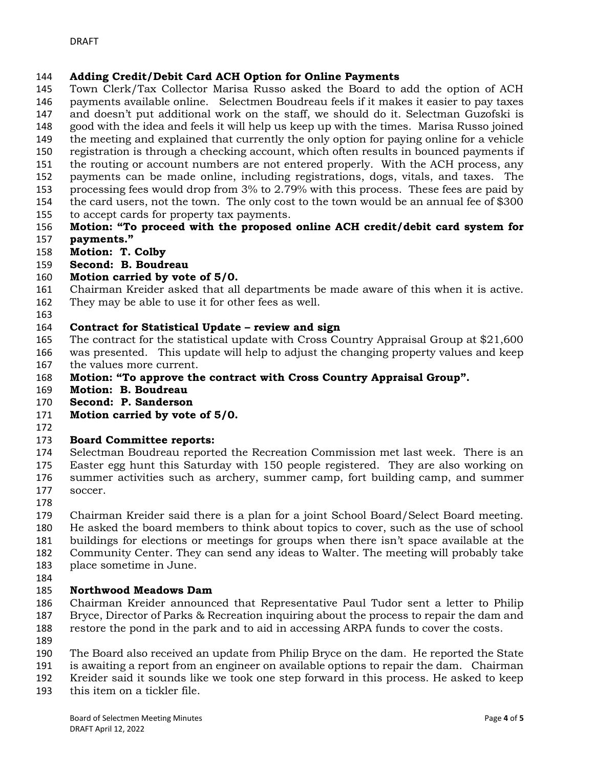**Adding Credit/Debit Card ACH Option for Online Payments**

Town Clerk/Tax Collector Marisa Russo asked the Board to add the option of ACH payments available online. Selectmen Boudreau feels if it makes it easier to pay taxes and doesn't put additional work on the staff, we should do it. Selectman Guzofski is good with the idea and feels it will help us keep up with the times. Marisa Russo joined the meeting and explained that currently the only option for paying online for a vehicle registration is through a checking account, which often results in bounced payments if the routing or account numbers are not entered properly. With the ACH process, any payments can be made online, including registrations, dogs, vitals, and taxes. The processing fees would drop from 3% to 2.79% with this process. These fees are paid by the card users, not the town. The only cost to the town would be an annual fee of $300 to accept cards for property tax payments.

**Motion: "To proceed with the proposed online ACH credit/debit card system for payments."**
**Motion: T. Colby**
**Second: B. Boudreau**
**Motion carried by vote of 5/0.**

Chairman Kreider asked that all departments be made aware of this when it is active. They may be able to use it for other fees as well.

**Contract for Statistical Update – review and sign**

The contract for the statistical update with Cross Country Appraisal Group at $21,600 was presented. This update will help to adjust the changing property values and keep the values more current.

**Motion: "To approve the contract with Cross Country Appraisal Group".**
**Motion: B. Boudreau**
**Second: P. Sanderson**
**Motion carried by vote of 5/0.**

**Board Committee reports:**

Selectman Boudreau reported the Recreation Commission met last week. There is an Easter egg hunt this Saturday with 150 people registered. They are also working on summer activities such as archery, summer camp, fort building camp, and summer soccer.

Chairman Kreider said there is a plan for a joint School Board/Select Board meeting. He asked the board members to think about topics to cover, such as the use of school buildings for elections or meetings for groups when there isn't space available at the Community Center. They can send any ideas to Walter. The meeting will probably take place sometime in June.

**Northwood Meadows Dam**

Chairman Kreider announced that Representative Paul Tudor sent a letter to Philip Bryce, Director of Parks & Recreation inquiring about the process to repair the dam and restore the pond in the park and to aid in accessing ARPA funds to cover the costs.

The Board also received an update from Philip Bryce on the dam. He reported the State is awaiting a report from an engineer on available options to repair the dam. Chairman Kreider said it sounds like we took one step forward in this process. He asked to keep this item on a tickler file.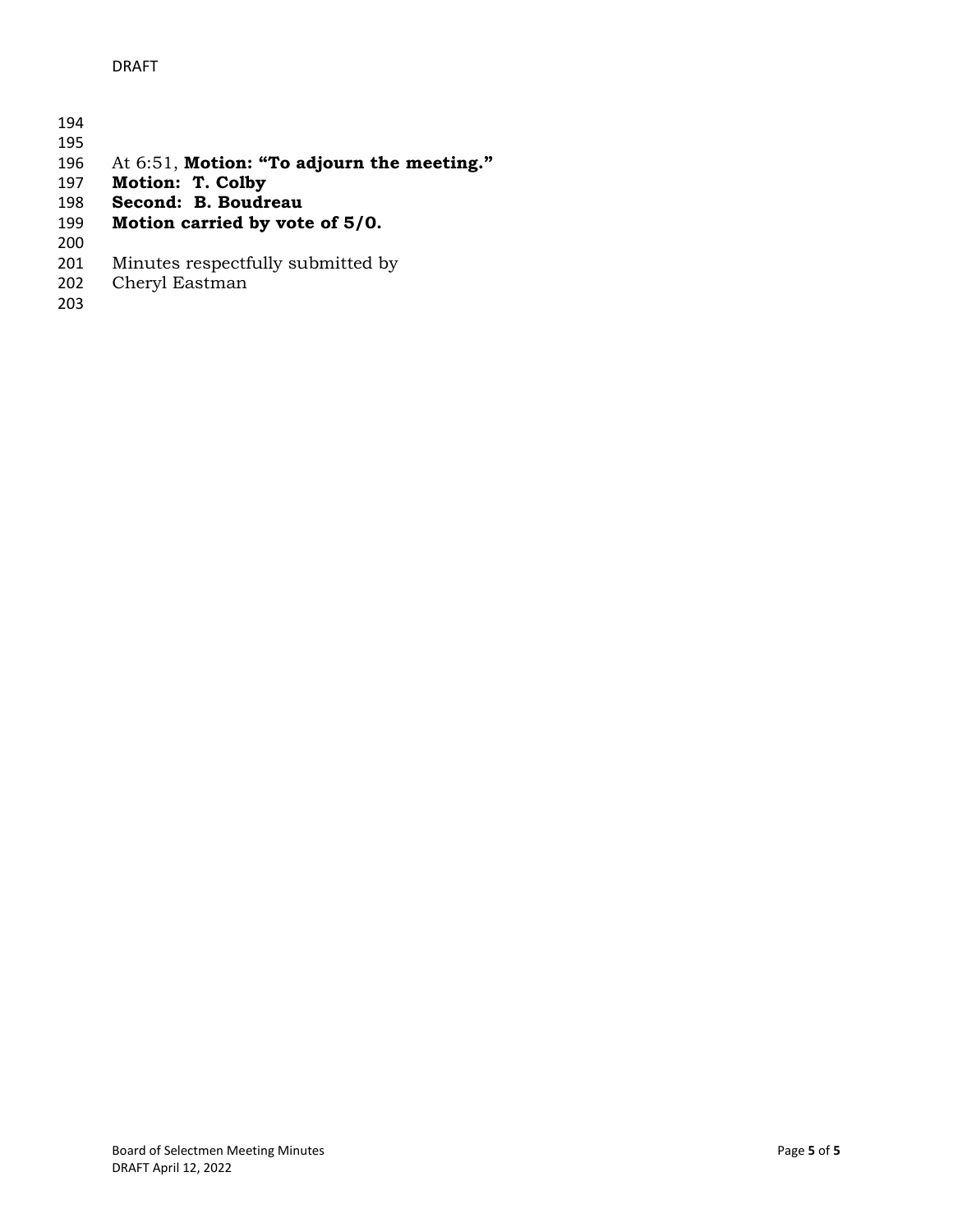At 6:51, **Motion: "To adjourn the meeting."**
**Motion: T. Colby**
**Second: B. Boudreau**
**Motion carried by vote of 5/0.**

Minutes respectfully submitted by
Cheryl Eastman